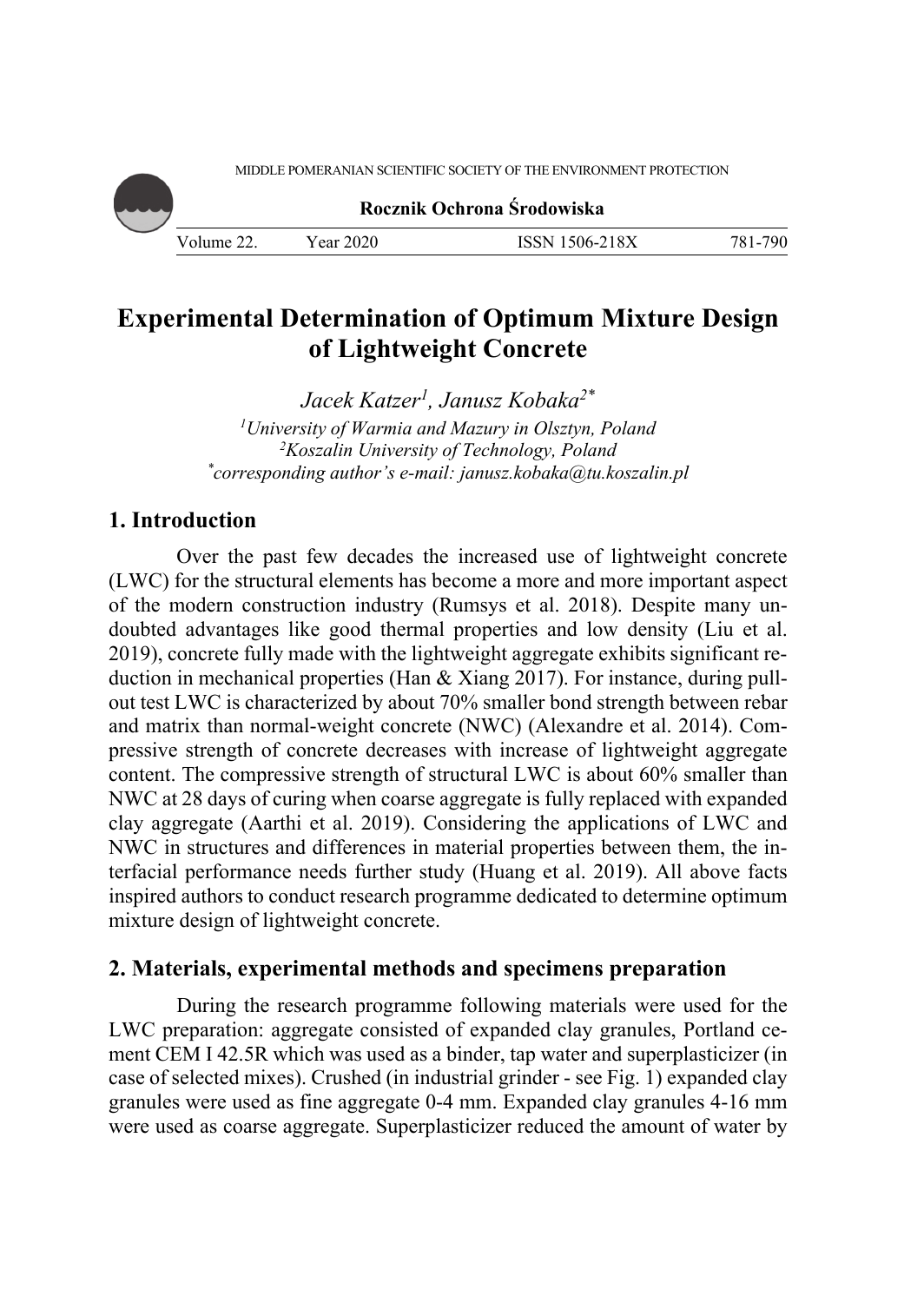# Experimental Determination of Optimum Mixture Design of Lightweight Concrete

*Jacek Katzer[1], Janusz Kobaka[2*]*

[1]*University of Warmia and Mazury in Olsztyn, Poland*
[2]*Koszalin University of Technology, Poland*
[*]*corresponding author's e-mail: janusz.kobaka@tu.koszalin.pl*

## 1. Introduction

Over the past few decades the increased use of lightweight concrete (LWC) for the structural elements has become a more and more important aspect of the modern construction industry (Rumsys et al. 2018). Despite many undoubted advantages like good thermal properties and low density (Liu et al. 2019), concrete fully made with the lightweight aggregate exhibits significant reduction in mechanical properties (Han & Xiang 2017). For instance, during pull-out test LWC is characterized by about 70% smaller bond strength between rebar and matrix than normal-weight concrete (NWC) (Alexandre et al. 2014). Compressive strength of concrete decreases with increase of lightweight aggregate content. The compressive strength of structural LWC is about 60% smaller than NWC at 28 days of curing when coarse aggregate is fully replaced with expanded clay aggregate (Aarthi et al. 2019). Considering the applications of LWC and NWC in structures and differences in material properties between them, the interfacial performance needs further study (Huang et al. 2019). All above facts inspired authors to conduct research programme dedicated to determine optimum mixture design of lightweight concrete.

## 2. Materials, experimental methods and specimens preparation

During the research programme following materials were used for the LWC preparation: aggregate consisted of expanded clay granules, Portland cement CEM I 42.5R which was used as a binder, tap water and superplasticizer (in case of selected mixes). Crushed (in industrial grinder - see Fig. 1) expanded clay granules were used as fine aggregate 0-4 mm. Expanded clay granules 4-16 mm were used as coarse aggregate. Superplasticizer reduced the amount of water by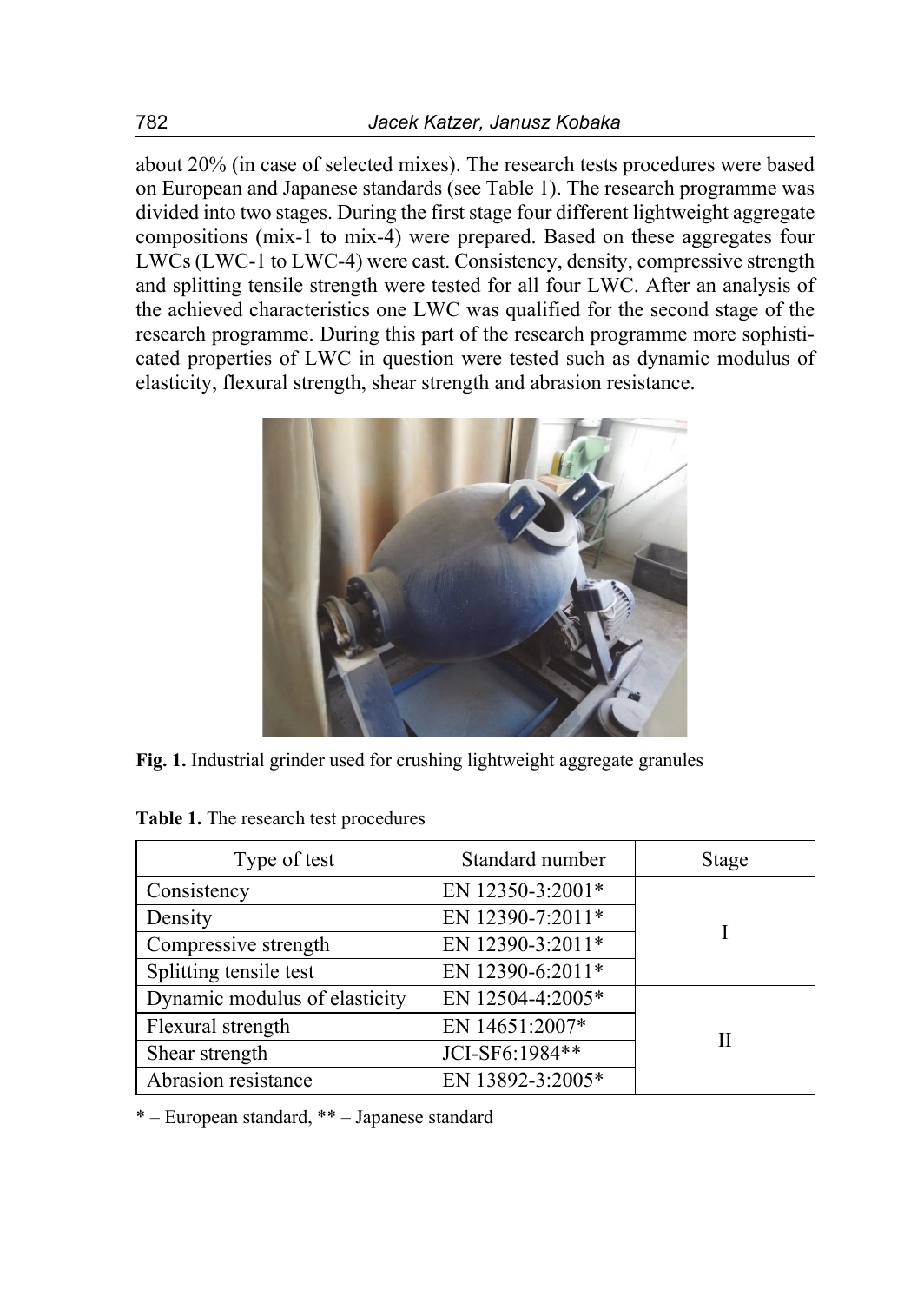about 20% (in case of selected mixes). The research tests procedures were based on European and Japanese standards (see Table 1). The research programme was divided into two stages. During the first stage four different lightweight aggregate compositions (mix-1 to mix-4) were prepared. Based on these aggregates four LWCs (LWC-1 to LWC-4) were cast. Consistency, density, compressive strength and splitting tensile strength were tested for all four LWC. After an analysis of the achieved characteristics one LWC was qualified for the second stage of the research programme. During this part of the research programme more sophisticated properties of LWC in question were tested such as dynamic modulus of elasticity, flexural strength, shear strength and abrasion resistance.

**Fig. 1.** Industrial grinder used for crushing lightweight aggregate granules

**Table 1.** The research test procedures

| Type of test | Standard number | Stage |
|---|---|---|
| Consistency | EN 12350-3:2001* | I |
| Density | EN 12390-7:2011* | |
| Compressive strength | EN 12390-3:2011* | |
| Splitting tensile test | EN 12390-6:2011* | |
| Dynamic modulus of elasticity | EN 12504-4:2005* | II |
| Flexural strength | EN 14651:2007* | |
| Shear strength | JCI-SF6:1984** | |
| Abrasion resistance | EN 13892-3:2005* | |

* – European standard, ** – Japanese standard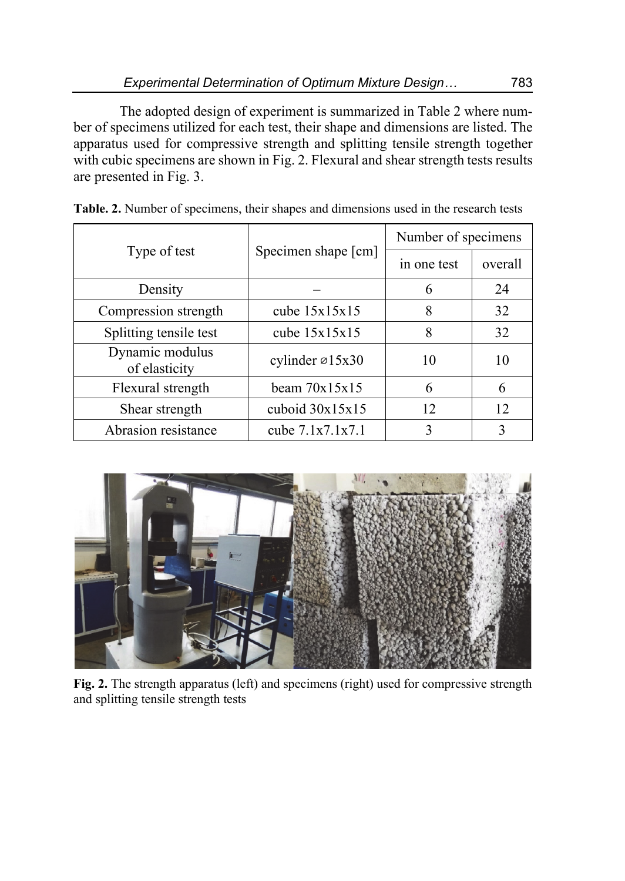The adopted design of experiment is summarized in Table 2 where number of specimens utilized for each test, their shape and dimensions are listed. The apparatus used for compressive strength and splitting tensile strength together with cubic specimens are shown in Fig. 2. Flexural and shear strength tests results are presented in Fig. 3.

**Table. 2.** Number of specimens, their shapes and dimensions used in the research tests

| Type of test | Specimen shape [cm] | Number of specimens | |
|---|---|---|---|
| | | in one test | overall |
| Density | – | 6 | 24 |
| Compression strength | cube 15x15x15 | 8 | 32 |
| Splitting tensile test | cube 15x15x15 | 8 | 32 |
| Dynamic modulus of elasticity | cylinder ⌀15x30 | 10 | 10 |
| Flexural strength | beam 70x15x15 | 6 | 6 |
| Shear strength | cuboid 30x15x15 | 12 | 12 |
| Abrasion resistance | cube 7.1x7.1x7.1 | 3 | 3 |

**Fig. 2.** The strength apparatus (left) and specimens (right) used for compressive strength and splitting tensile strength tests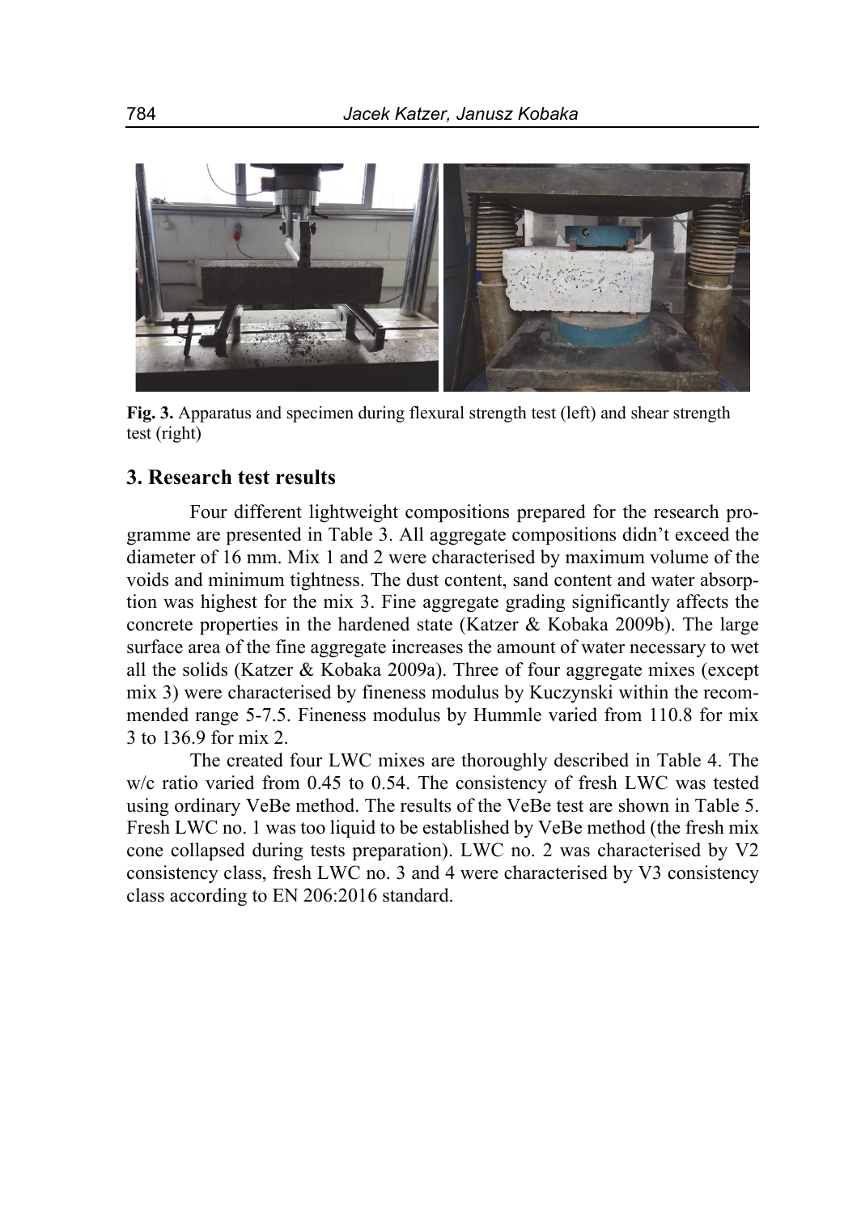**Fig. 3.** Apparatus and specimen during flexural strength test (left) and shear strength test (right)

## 3. Research test results

Four different lightweight compositions prepared for the research programme are presented in Table 3. All aggregate compositions didn't exceed the diameter of 16 mm. Mix 1 and 2 were characterised by maximum volume of the voids and minimum tightness. The dust content, sand content and water absorption was highest for the mix 3. Fine aggregate grading significantly affects the concrete properties in the hardened state (Katzer & Kobaka 2009b). The large surface area of the fine aggregate increases the amount of water necessary to wet all the solids (Katzer & Kobaka 2009a). Three of four aggregate mixes (except mix 3) were characterised by fineness modulus by Kuczynski within the recommended range 5-7.5. Fineness modulus by Hummle varied from 110.8 for mix 3 to 136.9 for mix 2.

The created four LWC mixes are thoroughly described in Table 4. The w/c ratio varied from 0.45 to 0.54. The consistency of fresh LWC was tested using ordinary VeBe method. The results of the VeBe test are shown in Table 5. Fresh LWC no. 1 was too liquid to be established by VeBe method (the fresh mix cone collapsed during tests preparation). LWC no. 2 was characterised by V2 consistency class, fresh LWC no. 3 and 4 were characterised by V3 consistency class according to EN 206:2016 standard.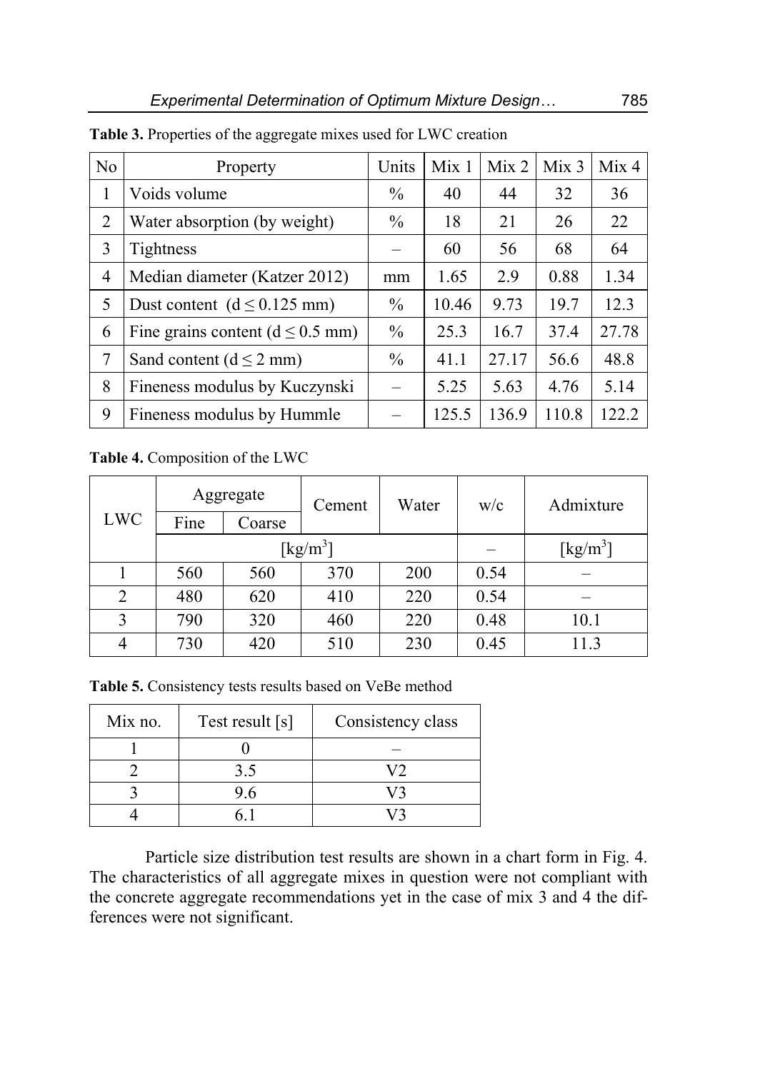**Table 3.** Properties of the aggregate mixes used for LWC creation

| No | Property | Units | Mix 1 | Mix 2 | Mix 3 | Mix 4 |
|---|---|---|---|---|---|---|
| 1 | Voids volume | % | 40 | 44 | 32 | 36 |
| 2 | Water absorption (by weight) | % | 18 | 21 | 26 | 22 |
| 3 | Tightness | – | 60 | 56 | 68 | 64 |
| 4 | Median diameter (Katzer 2012) | mm | 1.65 | 2.9 | 0.88 | 1.34 |
| 5 | Dust content ($d \leq 0.125$ mm) | % | 10.46 | 9.73 | 19.7 | 12.3 |
| 6 | Fine grains content ($d \leq 0.5$ mm) | % | 25.3 | 16.7 | 37.4 | 27.78 |
| 7 | Sand content ($d \leq 2$ mm) | % | 41.1 | 27.17 | 56.6 | 48.8 |
| 8 | Fineness modulus by Kuczynski | – | 5.25 | 5.63 | 4.76 | 5.14 |
| 9 | Fineness modulus by Hummle | – | 125.5 | 136.9 | 110.8 | 122.2 |

**Table 4.** Composition of the LWC

| LWC | Aggregate | | Cement | Water | w/c | Admixture |
|---|---|---|---|---|---|---|
| | Fine | Coarse | | | | |
| | [kg/m$^3$] | | | | – | [kg/m$^3$] |
| 1 | 560 | 560 | 370 | 200 | 0.54 | – |
| 2 | 480 | 620 | 410 | 220 | 0.54 | – |
| 3 | 790 | 320 | 460 | 220 | 0.48 | 10.1 |
| 4 | 730 | 420 | 510 | 230 | 0.45 | 11.3 |

**Table 5.** Consistency tests results based on VeBe method

| Mix no. | Test result [s] | Consistency class |
|---|---|---|
| 1 | 0 | – |
| 2 | 3.5 | V2 |
| 3 | 9.6 | V3 |
| 4 | 6.1 | V3 |

Particle size distribution test results are shown in a chart form in Fig. 4. The characteristics of all aggregate mixes in question were not compliant with the concrete aggregate recommendations yet in the case of mix 3 and 4 the differences were not significant.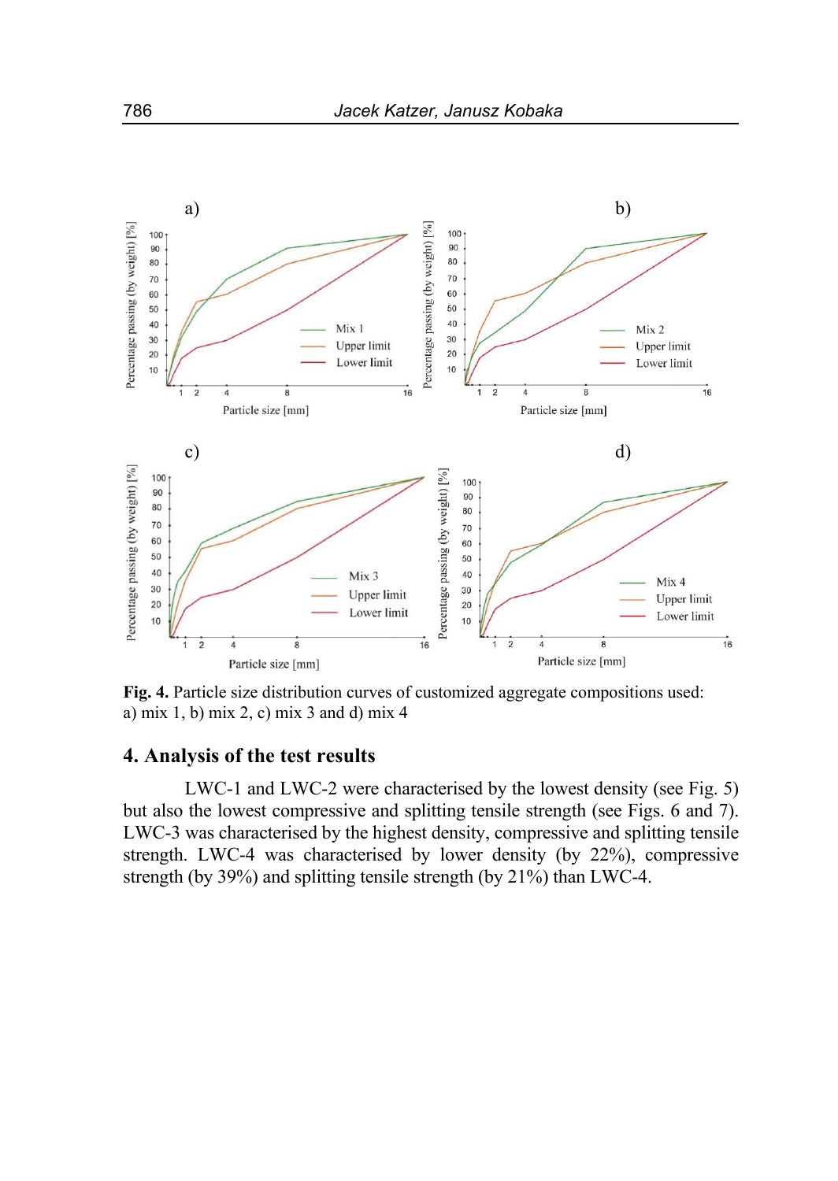**Fig. 4.** Particle size distribution curves of customized aggregate compositions used: a) mix 1, b) mix 2, c) mix 3 and d) mix 4

## 4. Analysis of the test results

LWC-1 and LWC-2 were characterised by the lowest density (see Fig. 5) but also the lowest compressive and splitting tensile strength (see Figs. 6 and 7). LWC-3 was characterised by the highest density, compressive and splitting tensile strength. LWC-4 was characterised by lower density (by 22%), compressive strength (by 39%) and splitting tensile strength (by 21%) than LWC-4.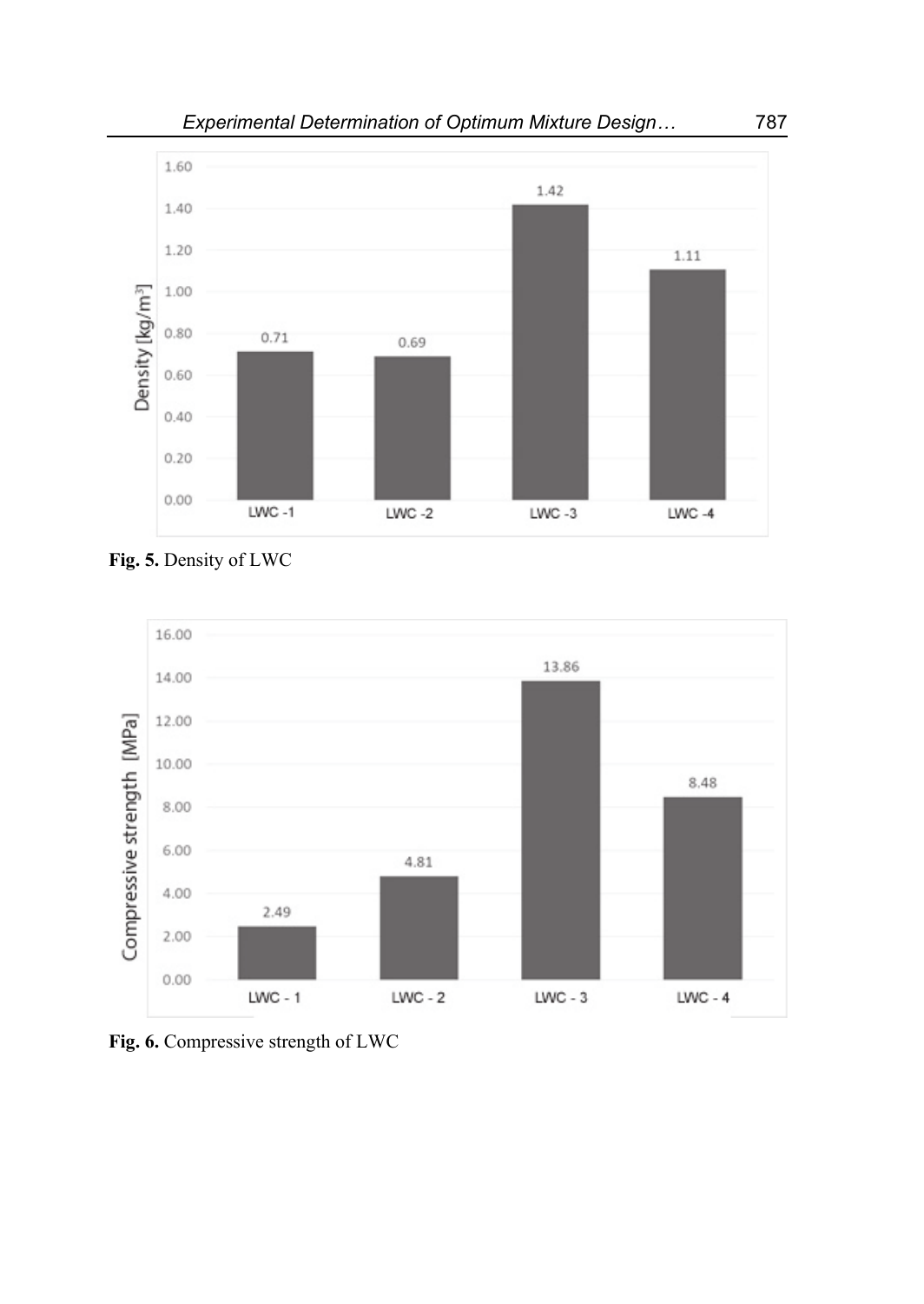**Fig. 5.** Density of LWC

**Fig. 6.** Compressive strength of LWC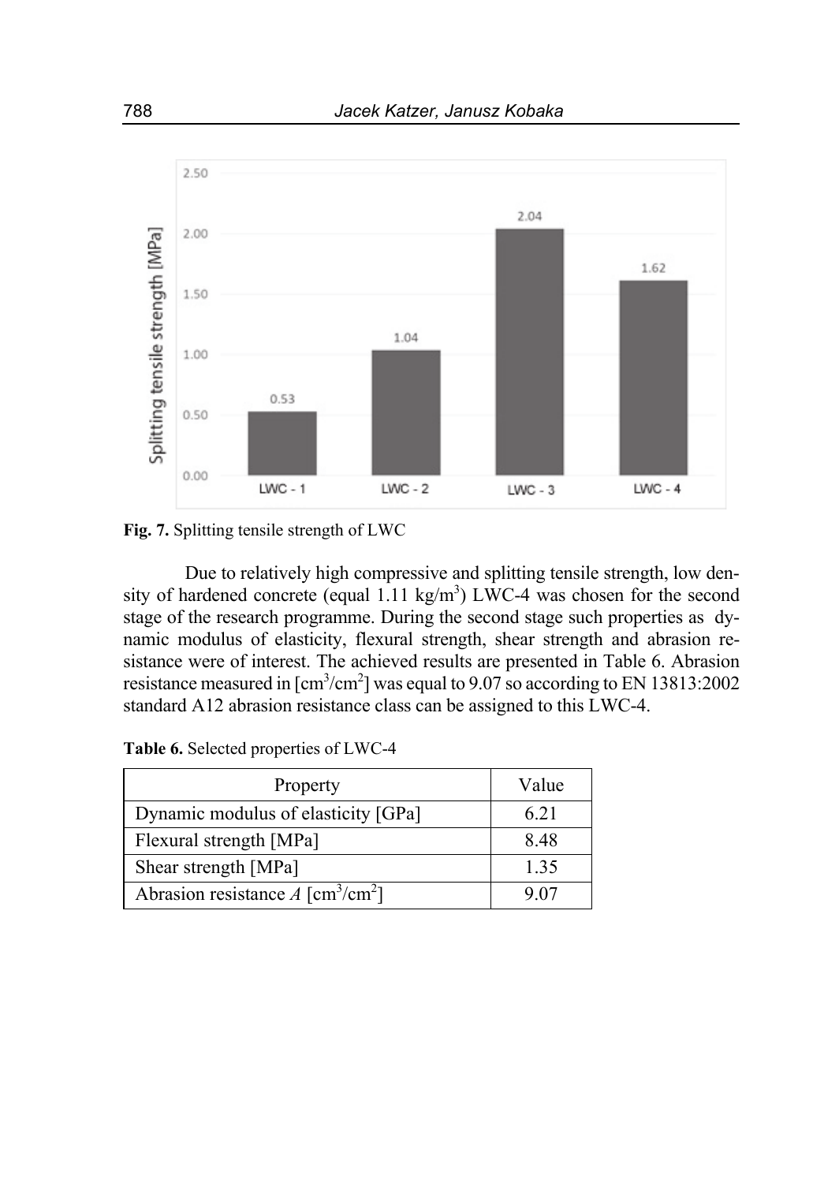Fig. 7. Splitting tensile strength of LWC

Due to relatively high compressive and splitting tensile strength, low density of hardened concrete (equal 1.11 kg/m$^3$) LWC-4 was chosen for the second stage of the research programme. During the second stage such properties as dynamic modulus of elasticity, flexural strength, shear strength and abrasion resistance were of interest. The achieved results are presented in Table 6. Abrasion resistance measured in [cm$^3$/cm$^2$] was equal to 9.07 so according to EN 13813:2002 standard A12 abrasion resistance class can be assigned to this LWC-4.

**Table 6.** Selected properties of LWC-4

| Property | Value |
|---|---|
| Dynamic modulus of elasticity [GPa] | 6.21 |
| Flexural strength [MPa] | 8.48 |
| Shear strength [MPa] | 1.35 |
| Abrasion resistance *A* [cm$^3$/cm$^2$] | 9.07 |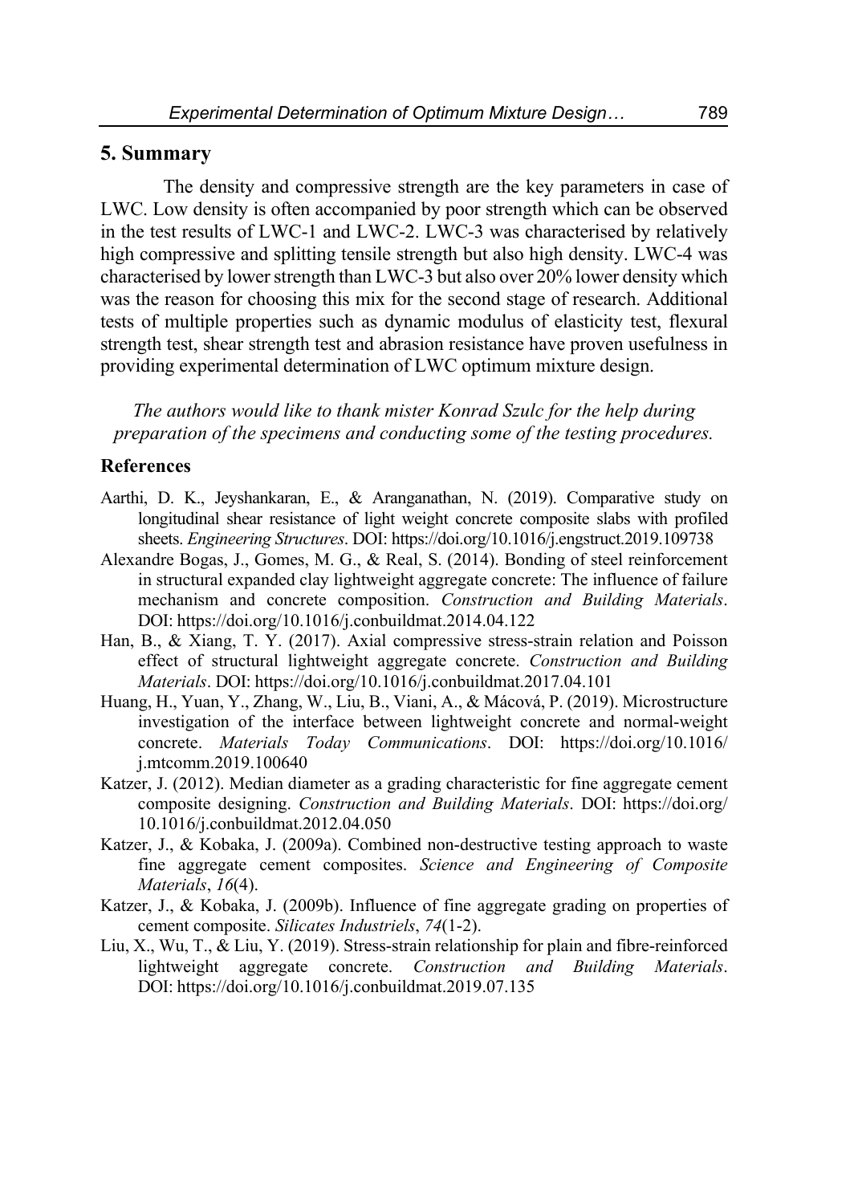## 5. Summary

The density and compressive strength are the key parameters in case of LWC. Low density is often accompanied by poor strength which can be observed in the test results of LWC-1 and LWC-2. LWC-3 was characterised by relatively high compressive and splitting tensile strength but also high density. LWC-4 was characterised by lower strength than LWC-3 but also over 20% lower density which was the reason for choosing this mix for the second stage of research. Additional tests of multiple properties such as dynamic modulus of elasticity test, flexural strength test, shear strength test and abrasion resistance have proven usefulness in providing experimental determination of LWC optimum mixture design.

*The authors would like to thank mister Konrad Szulc for the help during preparation of the specimens and conducting some of the testing procedures.*

### References

Aarthi, D. K., Jeyshankaran, E., & Aranganathan, N. (2019). Comparative study on longitudinal shear resistance of light weight concrete composite slabs with profiled sheets. *Engineering Structures*. DOI: https://doi.org/10.1016/j.engstruct.2019.109738

Alexandre Bogas, J., Gomes, M. G., & Real, S. (2014). Bonding of steel reinforcement in structural expanded clay lightweight aggregate concrete: The influence of failure mechanism and concrete composition. *Construction and Building Materials*. DOI: https://doi.org/10.1016/j.conbuildmat.2014.04.122

Han, B., & Xiang, T. Y. (2017). Axial compressive stress-strain relation and Poisson effect of structural lightweight aggregate concrete. *Construction and Building Materials*. DOI: https://doi.org/10.1016/j.conbuildmat.2017.04.101

Huang, H., Yuan, Y., Zhang, W., Liu, B., Viani, A., & Mácová, P. (2019). Microstructure investigation of the interface between lightweight concrete and normal-weight concrete. *Materials Today Communications*. DOI: https://doi.org/10.1016/j.mtcomm.2019.100640

Katzer, J. (2012). Median diameter as a grading characteristic for fine aggregate cement composite designing. *Construction and Building Materials*. DOI: https://doi.org/10.1016/j.conbuildmat.2012.04.050

Katzer, J., & Kobaka, J. (2009a). Combined non-destructive testing approach to waste fine aggregate cement composites. *Science and Engineering of Composite Materials*, *16*(4).

Katzer, J., & Kobaka, J. (2009b). Influence of fine aggregate grading on properties of cement composite. *Silicates Industriels*, *74*(1-2).

Liu, X., Wu, T., & Liu, Y. (2019). Stress-strain relationship for plain and fibre-reinforced lightweight aggregate concrete. *Construction and Building Materials*. DOI: https://doi.org/10.1016/j.conbuildmat.2019.07.135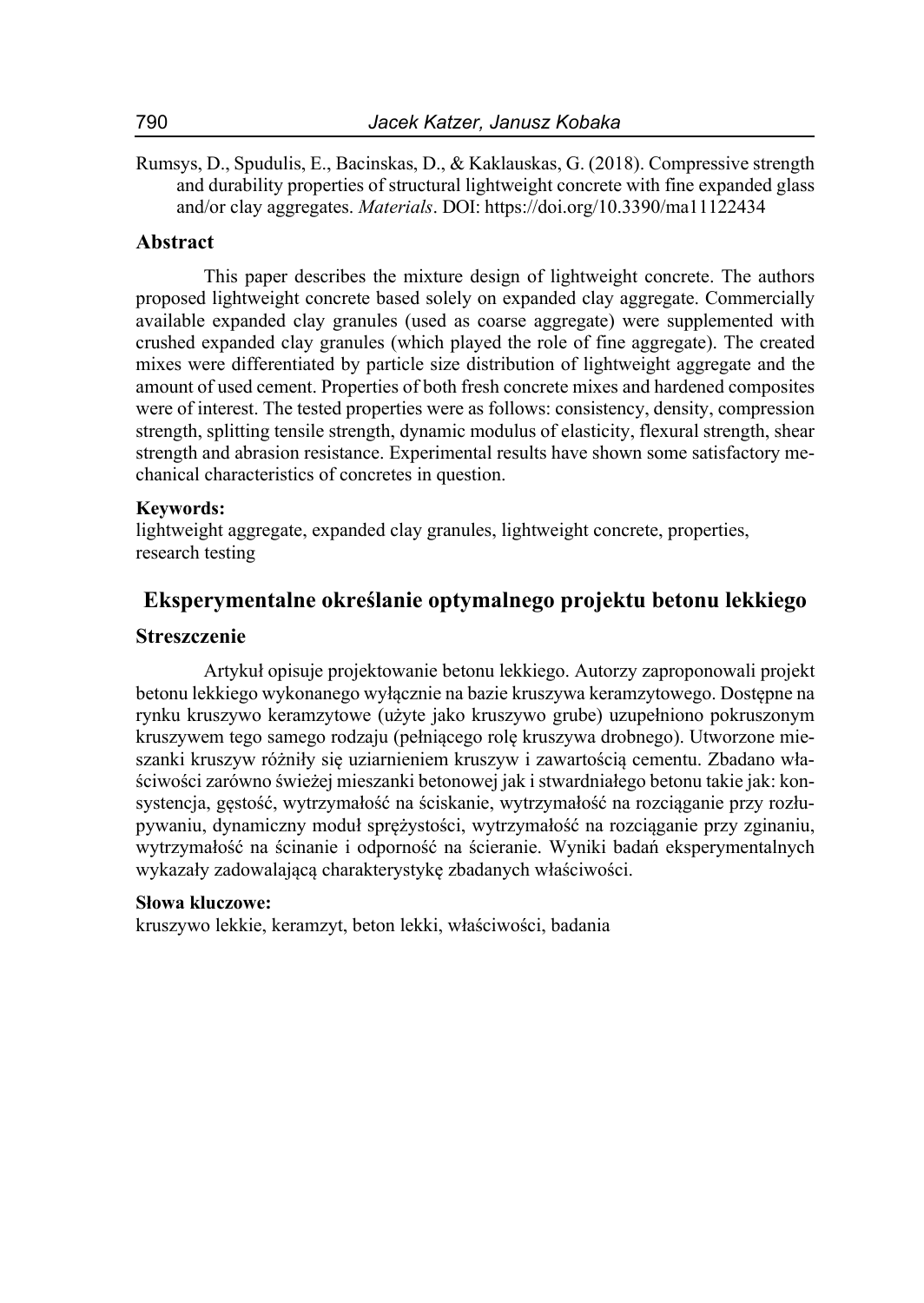Rumsys, D., Spudulis, E., Bacinskas, D., & Kaklauskas, G. (2018). Compressive strength and durability properties of structural lightweight concrete with fine expanded glass and/or clay aggregates. *Materials*. DOI: https://doi.org/10.3390/ma11122434

## Abstract

This paper describes the mixture design of lightweight concrete. The authors proposed lightweight concrete based solely on expanded clay aggregate. Commercially available expanded clay granules (used as coarse aggregate) were supplemented with crushed expanded clay granules (which played the role of fine aggregate). The created mixes were differentiated by particle size distribution of lightweight aggregate and the amount of used cement. Properties of both fresh concrete mixes and hardened composites were of interest. The tested properties were as follows: consistency, density, compression strength, splitting tensile strength, dynamic modulus of elasticity, flexural strength, shear strength and abrasion resistance. Experimental results have shown some satisfactory mechanical characteristics of concretes in question.

**Keywords:**
lightweight aggregate, expanded clay granules, lightweight concrete, properties, research testing

# Eksperymentalne określanie optymalnego projektu betonu lekkiego

## Streszczenie

Artykuł opisuje projektowanie betonu lekkiego. Autorzy zaproponowali projekt betonu lekkiego wykonanego wyłącznie na bazie kruszywa keramzytowego. Dostępne na rynku kruszywo keramzytowe (użyte jako kruszywo grube) uzupełniono pokruszonym kruszywem tego samego rodzaju (pełniącego rolę kruszywa drobnego). Utworzone mieszanki kruszyw różniły się uziarnieniem kruszyw i zawartością cementu. Zbadano właściwości zarówno świeżej mieszanki betonowej jak i stwardniałego betonu takie jak: konsystencja, gęstość, wytrzymałość na ściskanie, wytrzymałość na rozciąganie przy rozłupywaniu, dynamiczny moduł sprężystości, wytrzymałość na rozciąganie przy zginaniu, wytrzymałość na ścinanie i odporność na ścieranie. Wyniki badań eksperymentalnych wykazały zadowalającą charakterystykę zbadanych właściwości.

**Słowa kluczowe:**
kruszywo lekkie, keramzyt, beton lekki, właściwości, badania